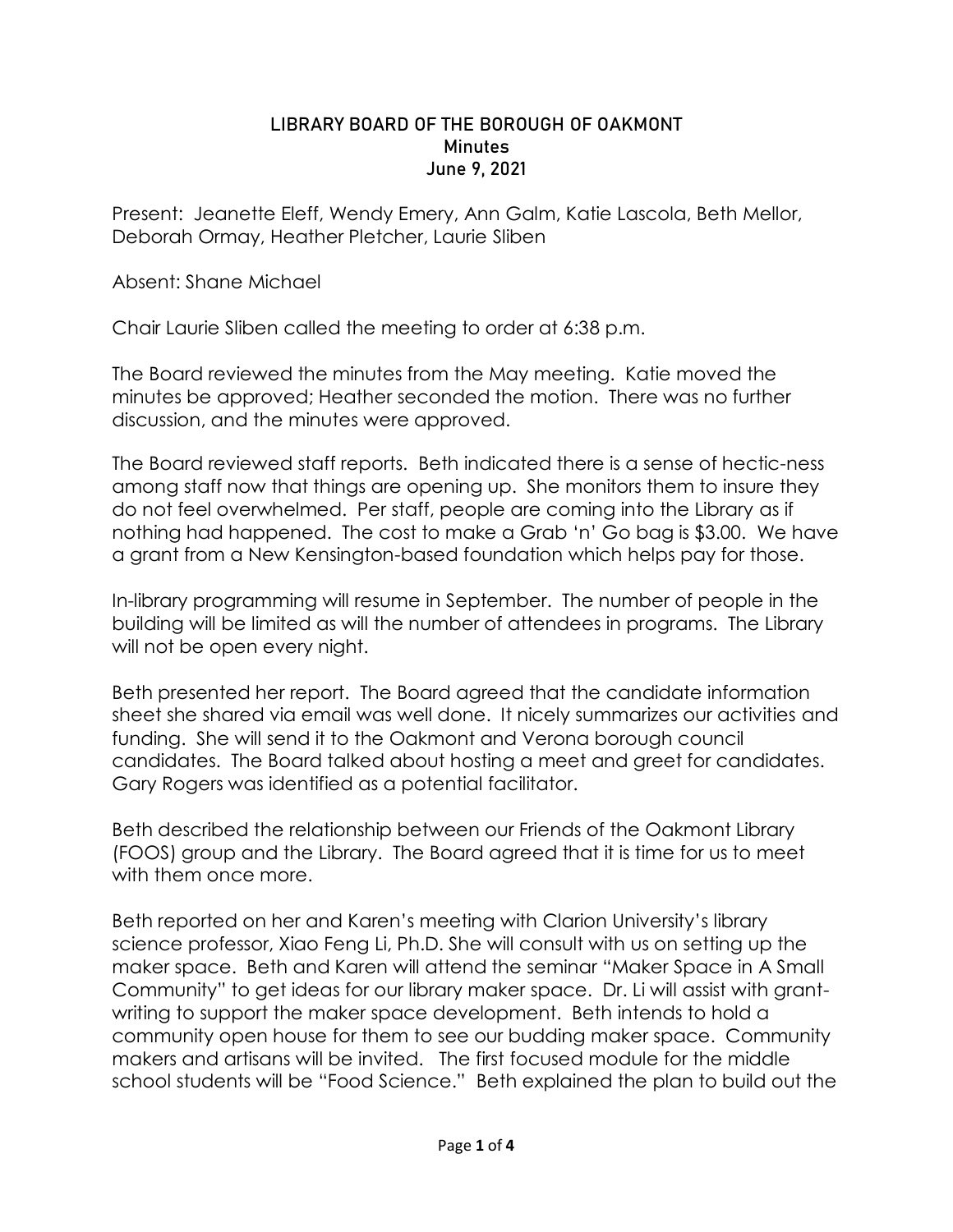# LIBRARY BOARD OF THE BOROUGH OF OAKMONT
## Minutes
## June 9, 2021

Present: Jeanette Eleff, Wendy Emery, Ann Galm, Katie Lascola, Beth Mellor, Deborah Ormay, Heather Pletcher, Laurie Sliben

Absent: Shane Michael

Chair Laurie Sliben called the meeting to order at 6:38 p.m.

The Board reviewed the minutes from the May meeting. Katie moved the minutes be approved; Heather seconded the motion. There was no further discussion, and the minutes were approved.

The Board reviewed staff reports. Beth indicated there is a sense of hectic-ness among staff now that things are opening up. She monitors them to insure they do not feel overwhelmed. Per staff, people are coming into the Library as if nothing had happened. The cost to make a Grab 'n' Go bag is $3.00. We have a grant from a New Kensington-based foundation which helps pay for those.

In-library programming will resume in September. The number of people in the building will be limited as will the number of attendees in programs. The Library will not be open every night.

Beth presented her report. The Board agreed that the candidate information sheet she shared via email was well done. It nicely summarizes our activities and funding. She will send it to the Oakmont and Verona borough council candidates. The Board talked about hosting a meet and greet for candidates. Gary Rogers was identified as a potential facilitator.

Beth described the relationship between our Friends of the Oakmont Library (FOOS) group and the Library. The Board agreed that it is time for us to meet with them once more.

Beth reported on her and Karen's meeting with Clarion University's library science professor, Xiao Feng Li, Ph.D. She will consult with us on setting up the maker space. Beth and Karen will attend the seminar "Maker Space in A Small Community" to get ideas for our library maker space. Dr. Li will assist with grant-writing to support the maker space development. Beth intends to hold a community open house for them to see our budding maker space. Community makers and artisans will be invited. The first focused module for the middle school students will be "Food Science." Beth explained the plan to build out the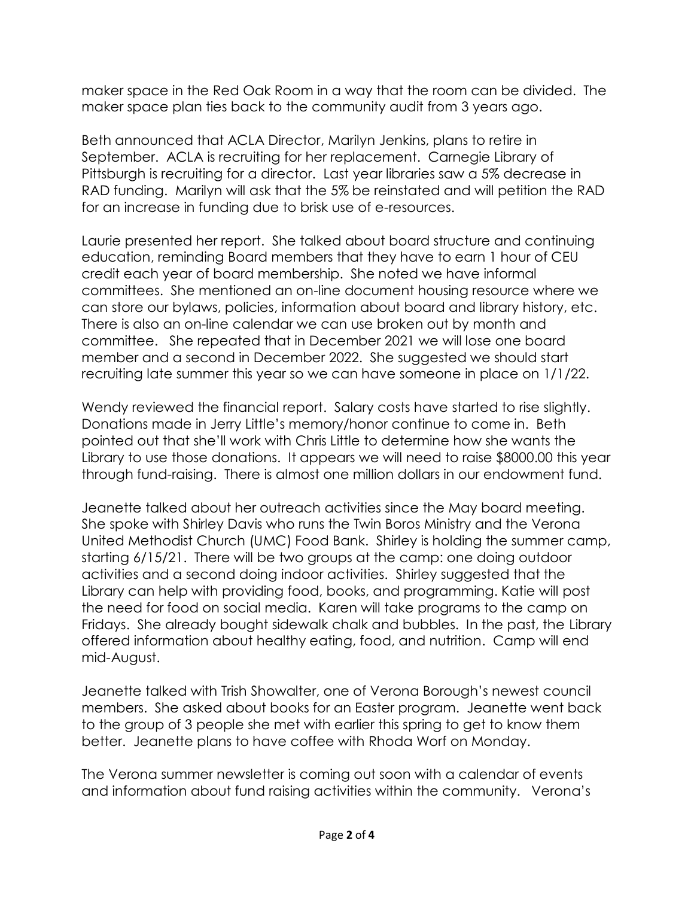maker space in the Red Oak Room in a way that the room can be divided. The maker space plan ties back to the community audit from 3 years ago.

Beth announced that ACLA Director, Marilyn Jenkins, plans to retire in September. ACLA is recruiting for her replacement. Carnegie Library of Pittsburgh is recruiting for a director. Last year libraries saw a 5% decrease in RAD funding. Marilyn will ask that the 5% be reinstated and will petition the RAD for an increase in funding due to brisk use of e-resources.

Laurie presented her report. She talked about board structure and continuing education, reminding Board members that they have to earn 1 hour of CEU credit each year of board membership. She noted we have informal committees. She mentioned an on-line document housing resource where we can store our bylaws, policies, information about board and library history, etc. There is also an on-line calendar we can use broken out by month and committee. She repeated that in December 2021 we will lose one board member and a second in December 2022. She suggested we should start recruiting late summer this year so we can have someone in place on 1/1/22.

Wendy reviewed the financial report. Salary costs have started to rise slightly. Donations made in Jerry Little's memory/honor continue to come in. Beth pointed out that she'll work with Chris Little to determine how she wants the Library to use those donations. It appears we will need to raise $8000.00 this year through fund-raising. There is almost one million dollars in our endowment fund.

Jeanette talked about her outreach activities since the May board meeting. She spoke with Shirley Davis who runs the Twin Boros Ministry and the Verona United Methodist Church (UMC) Food Bank. Shirley is holding the summer camp, starting 6/15/21. There will be two groups at the camp: one doing outdoor activities and a second doing indoor activities. Shirley suggested that the Library can help with providing food, books, and programming. Katie will post the need for food on social media. Karen will take programs to the camp on Fridays. She already bought sidewalk chalk and bubbles. In the past, the Library offered information about healthy eating, food, and nutrition. Camp will end mid-August.

Jeanette talked with Trish Showalter, one of Verona Borough's newest council members. She asked about books for an Easter program. Jeanette went back to the group of 3 people she met with earlier this spring to get to know them better. Jeanette plans to have coffee with Rhoda Worf on Monday.

The Verona summer newsletter is coming out soon with a calendar of events and information about fund raising activities within the community. Verona's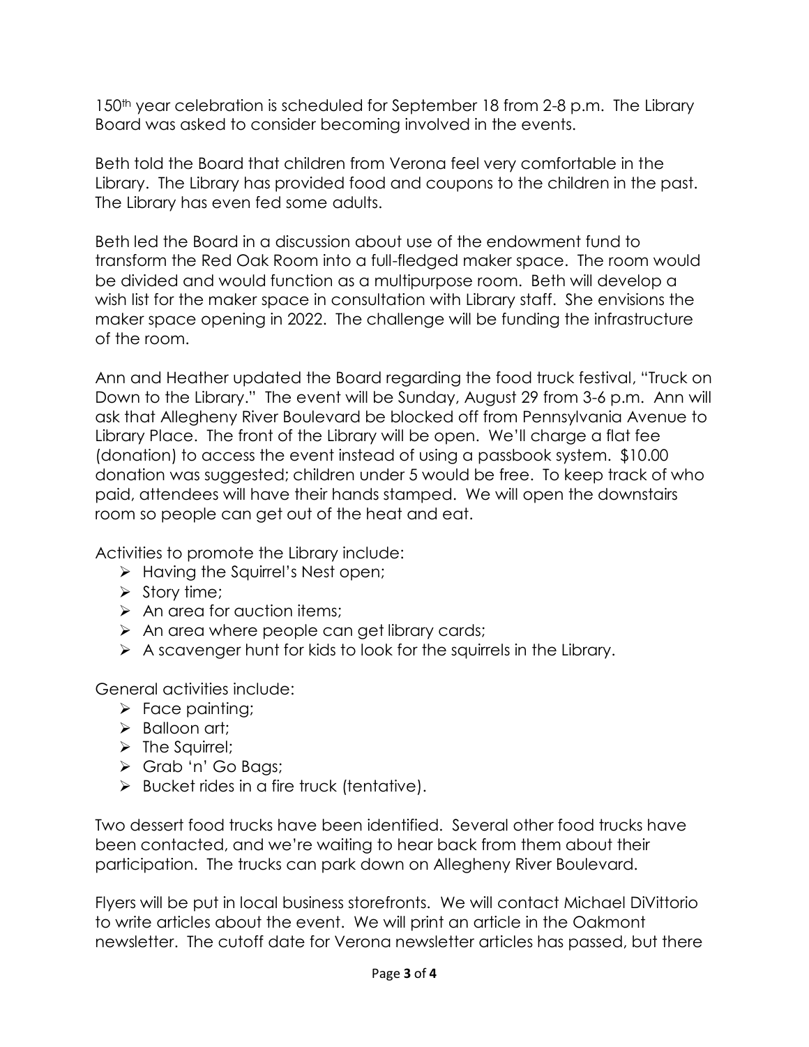150th year celebration is scheduled for September 18 from 2-8 p.m. The Library Board was asked to consider becoming involved in the events.

Beth told the Board that children from Verona feel very comfortable in the Library. The Library has provided food and coupons to the children in the past. The Library has even fed some adults.

Beth led the Board in a discussion about use of the endowment fund to transform the Red Oak Room into a full-fledged maker space. The room would be divided and would function as a multipurpose room. Beth will develop a wish list for the maker space in consultation with Library staff. She envisions the maker space opening in 2022. The challenge will be funding the infrastructure of the room.

Ann and Heather updated the Board regarding the food truck festival, "Truck on Down to the Library." The event will be Sunday, August 29 from 3-6 p.m. Ann will ask that Allegheny River Boulevard be blocked off from Pennsylvania Avenue to Library Place. The front of the Library will be open. We'll charge a flat fee (donation) to access the event instead of using a passbook system. $10.00 donation was suggested; children under 5 would be free. To keep track of who paid, attendees will have their hands stamped. We will open the downstairs room so people can get out of the heat and eat.

Activities to promote the Library include:

- Having the Squirrel's Nest open;
- Story time;
- An area for auction items;
- An area where people can get library cards;
- A scavenger hunt for kids to look for the squirrels in the Library.

General activities include:

- Face painting;
- Balloon art;
- The Squirrel;
- Grab 'n' Go Bags;
- Bucket rides in a fire truck (tentative).

Two dessert food trucks have been identified. Several other food trucks have been contacted, and we're waiting to hear back from them about their participation. The trucks can park down on Allegheny River Boulevard.

Flyers will be put in local business storefronts. We will contact Michael DiVittorio to write articles about the event. We will print an article in the Oakmont newsletter. The cutoff date for Verona newsletter articles has passed, but there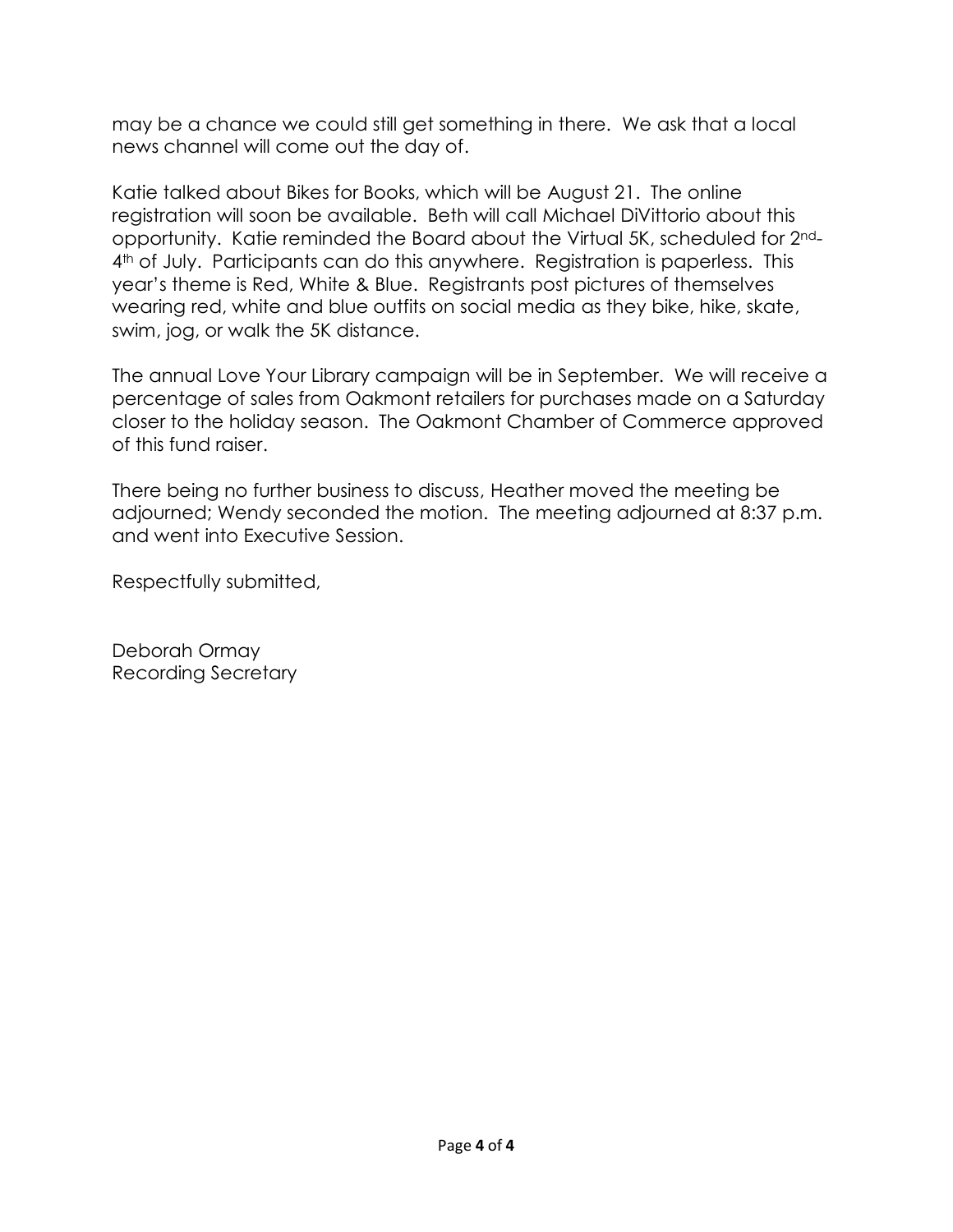may be a chance we could still get something in there. We ask that a local news channel will come out the day of.

Katie talked about Bikes for Books, which will be August 21. The online registration will soon be available. Beth will call Michael DiVittorio about this opportunity. Katie reminded the Board about the Virtual 5K, scheduled for 2nd-4th of July. Participants can do this anywhere. Registration is paperless. This year's theme is Red, White & Blue. Registrants post pictures of themselves wearing red, white and blue outfits on social media as they bike, hike, skate, swim, jog, or walk the 5K distance.

The annual Love Your Library campaign will be in September. We will receive a percentage of sales from Oakmont retailers for purchases made on a Saturday closer to the holiday season. The Oakmont Chamber of Commerce approved of this fund raiser.

There being no further business to discuss, Heather moved the meeting be adjourned; Wendy seconded the motion. The meeting adjourned at 8:37 p.m. and went into Executive Session.

Respectfully submitted,

Deborah Ormay
Recording Secretary